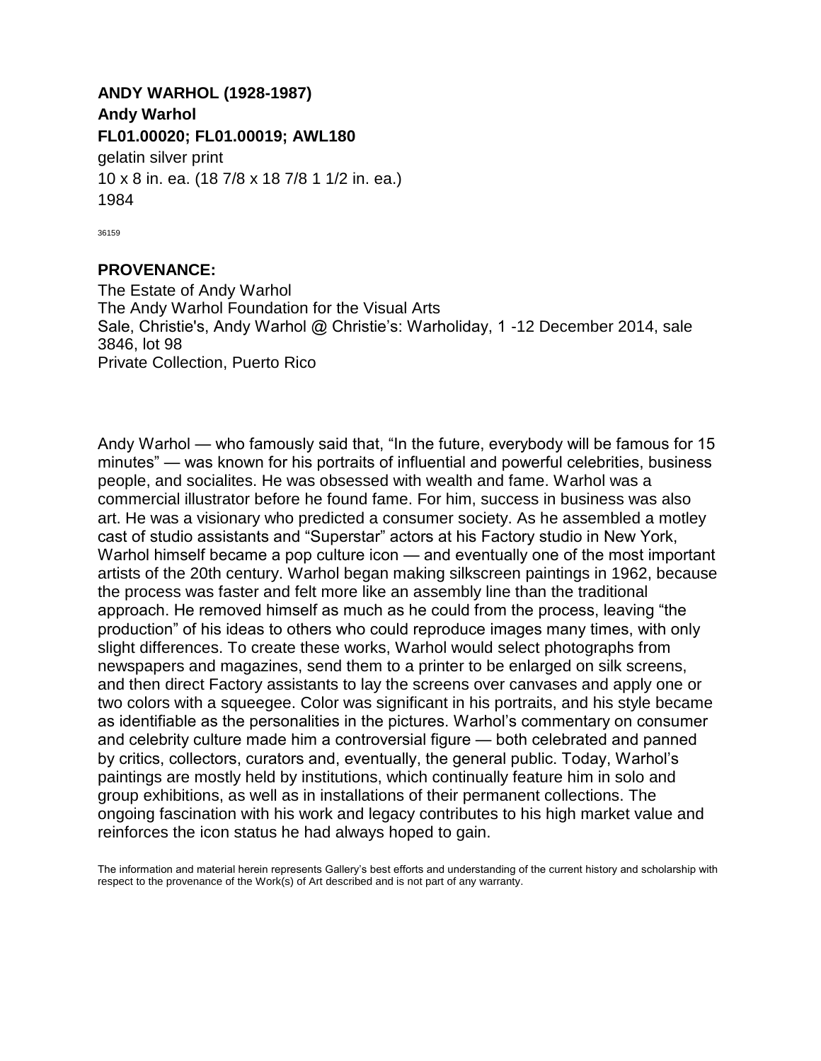**ANDY WARHOL (1928-1987)**
**Andy Warhol**
**FL01.00020; FL01.00019; AWL180**
gelatin silver print
10 x 8 in. ea. (18 7/8 x 18 7/8 1 1/2 in. ea.)
1984

36159

## PROVENANCE:

The Estate of Andy Warhol
The Andy Warhol Foundation for the Visual Arts
Sale, Christie's, Andy Warhol @ Christie's: Warholiday, 1 -12 December 2014, sale 3846, lot 98
Private Collection, Puerto Rico

Andy Warhol — who famously said that, "In the future, everybody will be famous for 15 minutes" — was known for his portraits of influential and powerful celebrities, business people, and socialites. He was obsessed with wealth and fame. Warhol was a commercial illustrator before he found fame. For him, success in business was also art. He was a visionary who predicted a consumer society. As he assembled a motley cast of studio assistants and "Superstar" actors at his Factory studio in New York, Warhol himself became a pop culture icon — and eventually one of the most important artists of the 20th century. Warhol began making silkscreen paintings in 1962, because the process was faster and felt more like an assembly line than the traditional approach. He removed himself as much as he could from the process, leaving "the production" of his ideas to others who could reproduce images many times, with only slight differences. To create these works, Warhol would select photographs from newspapers and magazines, send them to a printer to be enlarged on silk screens, and then direct Factory assistants to lay the screens over canvases and apply one or two colors with a squeegee. Color was significant in his portraits, and his style became as identifiable as the personalities in the pictures. Warhol's commentary on consumer and celebrity culture made him a controversial figure — both celebrated and panned by critics, collectors, curators and, eventually, the general public. Today, Warhol's paintings are mostly held by institutions, which continually feature him in solo and group exhibitions, as well as in installations of their permanent collections. The ongoing fascination with his work and legacy contributes to his high market value and reinforces the icon status he had always hoped to gain.

The information and material herein represents Gallery's best efforts and understanding of the current history and scholarship with respect to the provenance of the Work(s) of Art described and is not part of any warranty.